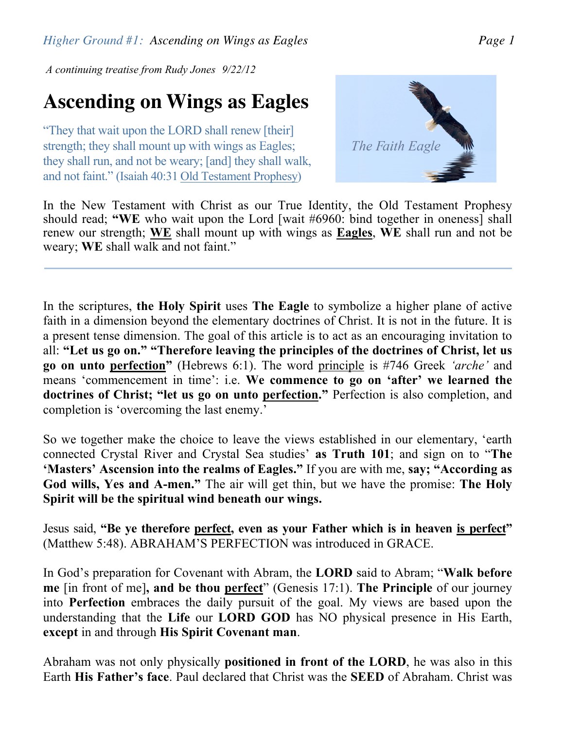*A continuing treatise from Rudy Jones 9/22/12*

# Ascending on Wings as Eagles

"They that wait upon the LORD shall renew [their] strength; they shall mount up with wings as Eagles; they shall run, and not be weary; [and] they shall walk, and not faint." (Isaiah 40:31 Old Testament Prophesy)

In the New Testament with Christ as our True Identity, the Old Testament Prophesy should read; **"WE** who wait upon the Lord [wait #6960: bind together in oneness] shall renew our strength; **WE** shall mount up with wings as **Eagles**, **WE** shall run and not be weary; **WE** shall walk and not faint."

---

In the scriptures, **the Holy Spirit** uses **The Eagle** to symbolize a higher plane of active faith in a dimension beyond the elementary doctrines of Christ. It is not in the future. It is a present tense dimension. The goal of this article is to act as an encouraging invitation to all: **"Let us go on." "Therefore leaving the principles of the doctrines of Christ, let us go on unto perfection"** (Hebrews 6:1). The word principle is #746 Greek *'arche'* and means 'commencement in time': i.e. **We commence to go on 'after' we learned the doctrines of Christ; "let us go on unto perfection."** Perfection is also completion, and completion is 'overcoming the last enemy.'

So we together make the choice to leave the views established in our elementary, 'earth connected Crystal River and Crystal Sea studies' **as Truth 101**; and sign on to **"The 'Masters' Ascension into the realms of Eagles."** If you are with me, **say; "According as God wills, Yes and A-men."** The air will get thin, but we have the promise: **The Holy Spirit will be the spiritual wind beneath our wings.**

Jesus said, **"Be ye therefore perfect, even as your Father which is in heaven is perfect"** (Matthew 5:48). ABRAHAM'S PERFECTION was introduced in GRACE.

In God's preparation for Covenant with Abram, the **LORD** said to Abram; "**Walk before me** [in front of me]**, and be thou perfect**" (Genesis 17:1). **The Principle** of our journey into **Perfection** embraces the daily pursuit of the goal. My views are based upon the understanding that the **Life** our **LORD GOD** has NO physical presence in His Earth, **except** in and through **His Spirit Covenant man**.

Abraham was not only physically **positioned in front of the LORD**, he was also in this Earth **His Father's face**. Paul declared that Christ was the **SEED** of Abraham. Christ was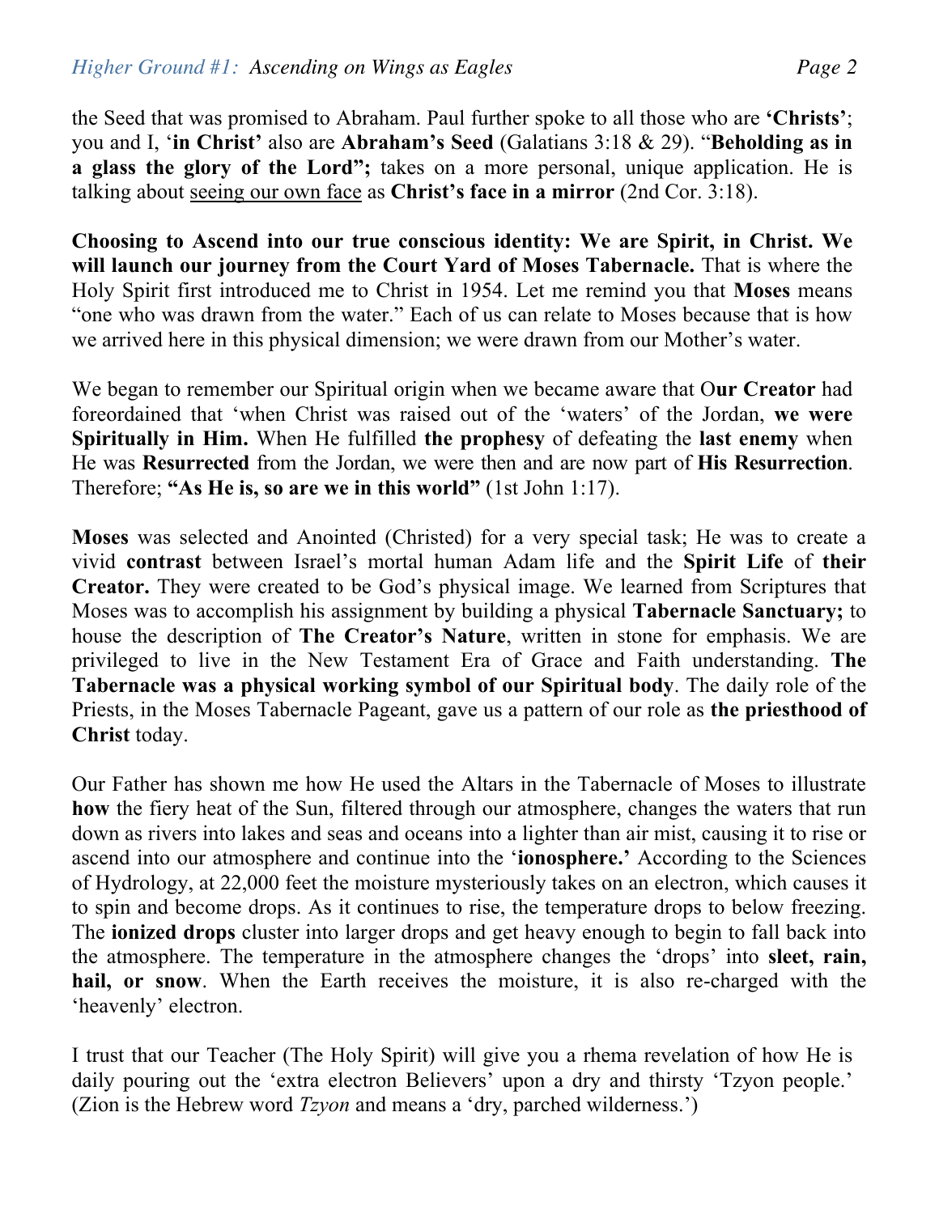the Seed that was promised to Abraham. Paul further spoke to all those who are **'Christs'**; you and I, '**in Christ'** also are **Abraham's Seed** (Galatians 3:18 & 29). "**Beholding as in a glass the glory of the Lord";** takes on a more personal, unique application. He is talking about <u>seeing our own face</u> as **Christ's face in a mirror** (2nd Cor. 3:18).

**Choosing to Ascend into our true conscious identity: We are Spirit, in Christ. We will launch our journey from the Court Yard of Moses Tabernacle.** That is where the Holy Spirit first introduced me to Christ in 1954. Let me remind you that **Moses** means "one who was drawn from the water." Each of us can relate to Moses because that is how we arrived here in this physical dimension; we were drawn from our Mother's water.

We began to remember our Spiritual origin when we became aware that O**ur Creator** had foreordained that 'when Christ was raised out of the 'waters' of the Jordan, **we were Spiritually in Him.** When He fulfilled **the prophesy** of defeating the **last enemy** when He was **Resurrected** from the Jordan, we were then and are now part of **His Resurrection**. Therefore; **"As He is, so are we in this world"** (1st John 1:17).

**Moses** was selected and Anointed (Christed) for a very special task; He was to create a vivid **contrast** between Israel's mortal human Adam life and the **Spirit Life** of **their Creator.** They were created to be God's physical image. We learned from Scriptures that Moses was to accomplish his assignment by building a physical **Tabernacle Sanctuary;** to house the description of **The Creator's Nature**, written in stone for emphasis. We are privileged to live in the New Testament Era of Grace and Faith understanding. **The Tabernacle was a physical working symbol of our Spiritual body**. The daily role of the Priests, in the Moses Tabernacle Pageant, gave us a pattern of our role as **the priesthood of Christ** today.

Our Father has shown me how He used the Altars in the Tabernacle of Moses to illustrate **how** the fiery heat of the Sun, filtered through our atmosphere, changes the waters that run down as rivers into lakes and seas and oceans into a lighter than air mist, causing it to rise or ascend into our atmosphere and continue into the '**ionosphere.'** According to the Sciences of Hydrology, at 22,000 feet the moisture mysteriously takes on an electron, which causes it to spin and become drops. As it continues to rise, the temperature drops to below freezing. The **ionized drops** cluster into larger drops and get heavy enough to begin to fall back into the atmosphere. The temperature in the atmosphere changes the 'drops' into **sleet, rain, hail, or snow**. When the Earth receives the moisture, it is also re-charged with the 'heavenly' electron.

I trust that our Teacher (The Holy Spirit) will give you a rhema revelation of how He is daily pouring out the 'extra electron Believers' upon a dry and thirsty 'Tzyon people.' (Zion is the Hebrew word *Tzyon* and means a 'dry, parched wilderness.')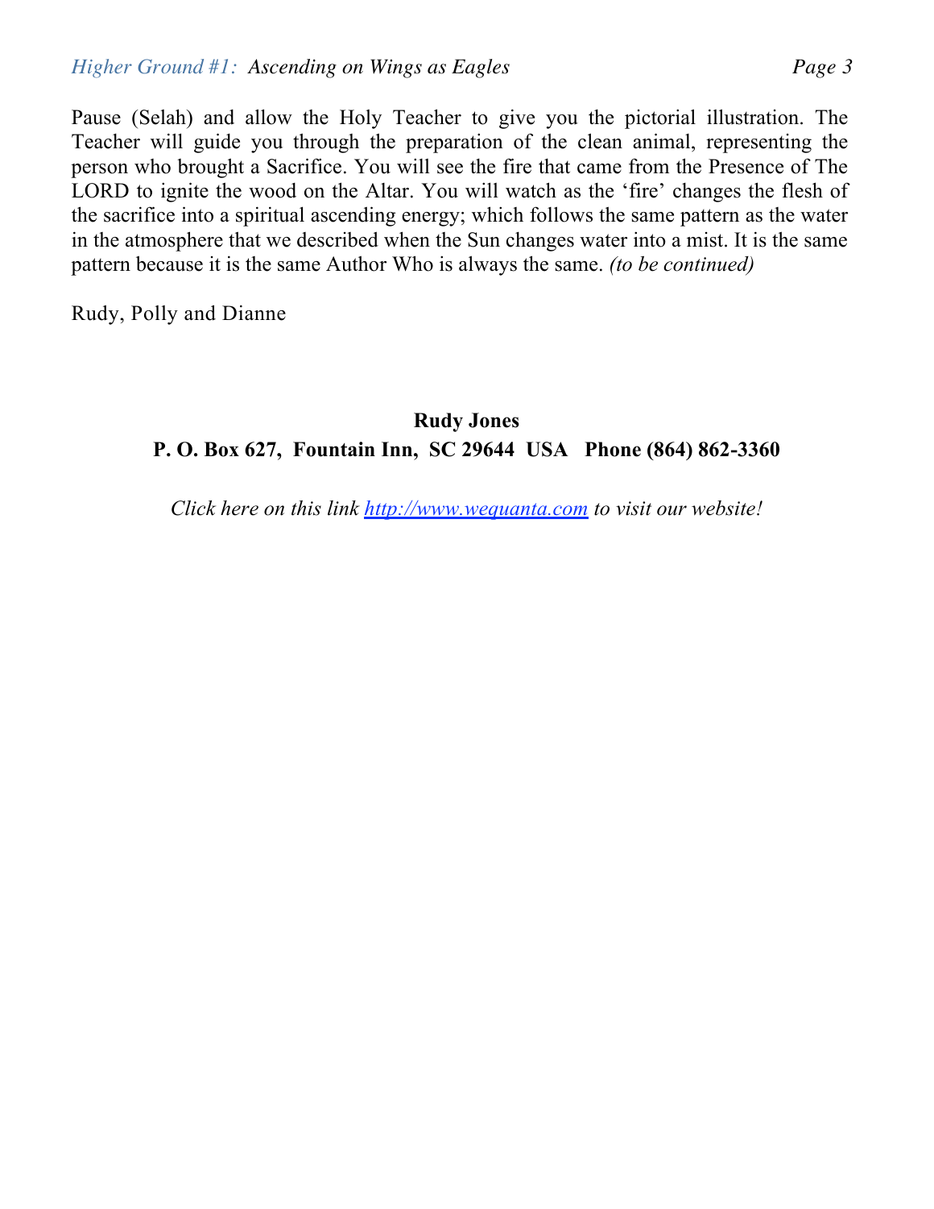Pause (Selah) and allow the Holy Teacher to give you the pictorial illustration. The Teacher will guide you through the preparation of the clean animal, representing the person who brought a Sacrifice. You will see the fire that came from the Presence of The LORD to ignite the wood on the Altar. You will watch as the 'fire' changes the flesh of the sacrifice into a spiritual ascending energy; which follows the same pattern as the water in the atmosphere that we described when the Sun changes water into a mist. It is the same pattern because it is the same Author Who is always the same. *(to be continued)*

Rudy, Polly and Dianne

**Rudy Jones**
**P. O. Box 627, Fountain Inn, SC 29644 USA Phone (864) 862-3360**

*Click here on this link [http://www.wequanta.com](http://www.wequanta.com) to visit our website!*